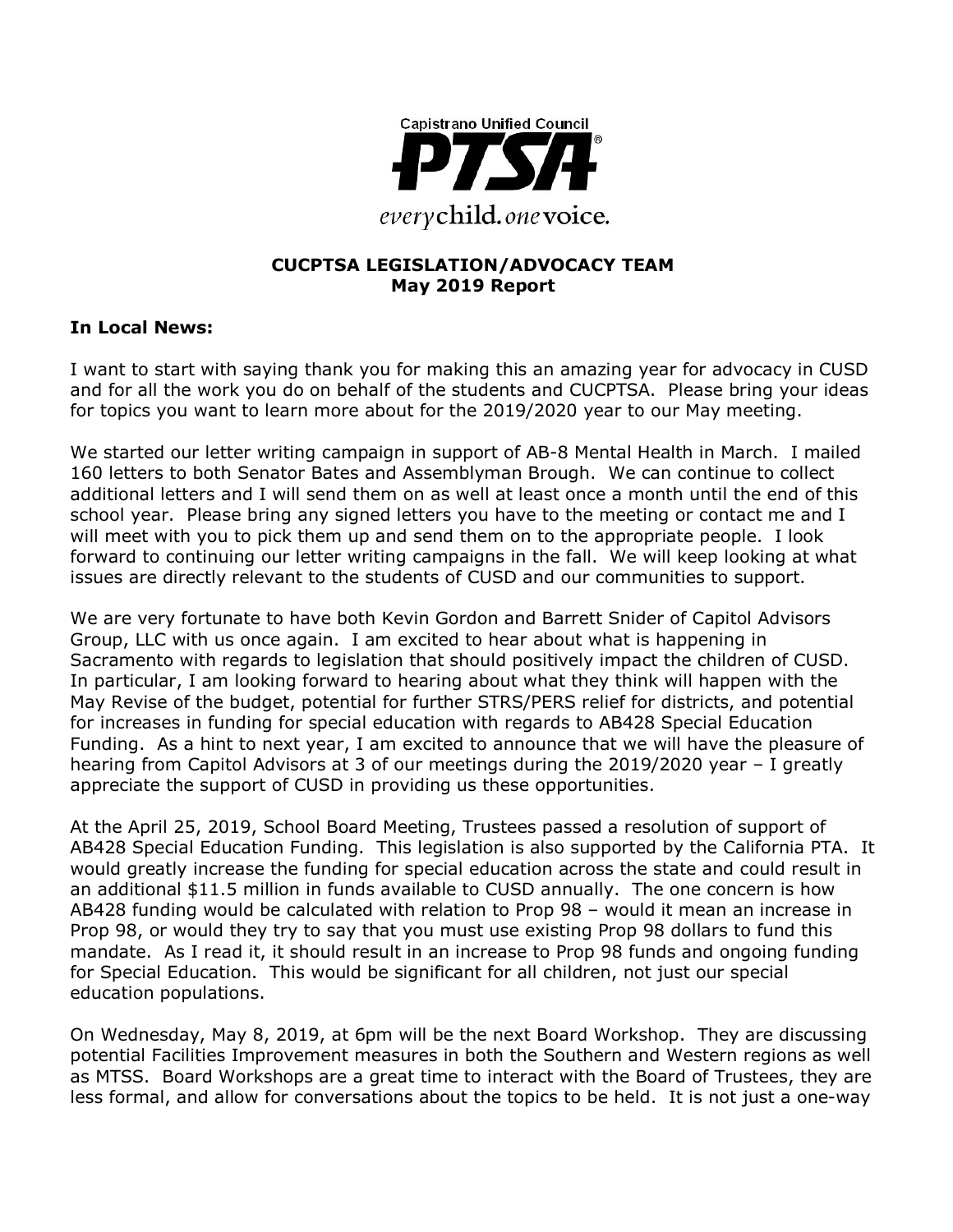Capistrano Unified Council

PTSA

*every* child. *one* voice.

**CUCPTSA LEGISLATION/ADVOCACY TEAM**
**May 2019 Report**

## In Local News:

I want to start with saying thank you for making this an amazing year for advocacy in CUSD and for all the work you do on behalf of the students and CUCPTSA. Please bring your ideas for topics you want to learn more about for the 2019/2020 year to our May meeting.

We started our letter writing campaign in support of AB-8 Mental Health in March. I mailed 160 letters to both Senator Bates and Assemblyman Brough. We can continue to collect additional letters and I will send them on as well at least once a month until the end of this school year. Please bring any signed letters you have to the meeting or contact me and I will meet with you to pick them up and send them on to the appropriate people. I look forward to continuing our letter writing campaigns in the fall. We will keep looking at what issues are directly relevant to the students of CUSD and our communities to support.

We are very fortunate to have both Kevin Gordon and Barrett Snider of Capitol Advisors Group, LLC with us once again. I am excited to hear about what is happening in Sacramento with regards to legislation that should positively impact the children of CUSD. In particular, I am looking forward to hearing about what they think will happen with the May Revise of the budget, potential for further STRS/PERS relief for districts, and potential for increases in funding for special education with regards to AB428 Special Education Funding. As a hint to next year, I am excited to announce that we will have the pleasure of hearing from Capitol Advisors at 3 of our meetings during the 2019/2020 year – I greatly appreciate the support of CUSD in providing us these opportunities.

At the April 25, 2019, School Board Meeting, Trustees passed a resolution of support of AB428 Special Education Funding. This legislation is also supported by the California PTA. It would greatly increase the funding for special education across the state and could result in an additional $11.5 million in funds available to CUSD annually. The one concern is how AB428 funding would be calculated with relation to Prop 98 – would it mean an increase in Prop 98, or would they try to say that you must use existing Prop 98 dollars to fund this mandate. As I read it, it should result in an increase to Prop 98 funds and ongoing funding for Special Education. This would be significant for all children, not just our special education populations.

On Wednesday, May 8, 2019, at 6pm will be the next Board Workshop. They are discussing potential Facilities Improvement measures in both the Southern and Western regions as well as MTSS. Board Workshops are a great time to interact with the Board of Trustees, they are less formal, and allow for conversations about the topics to be held. It is not just a one-way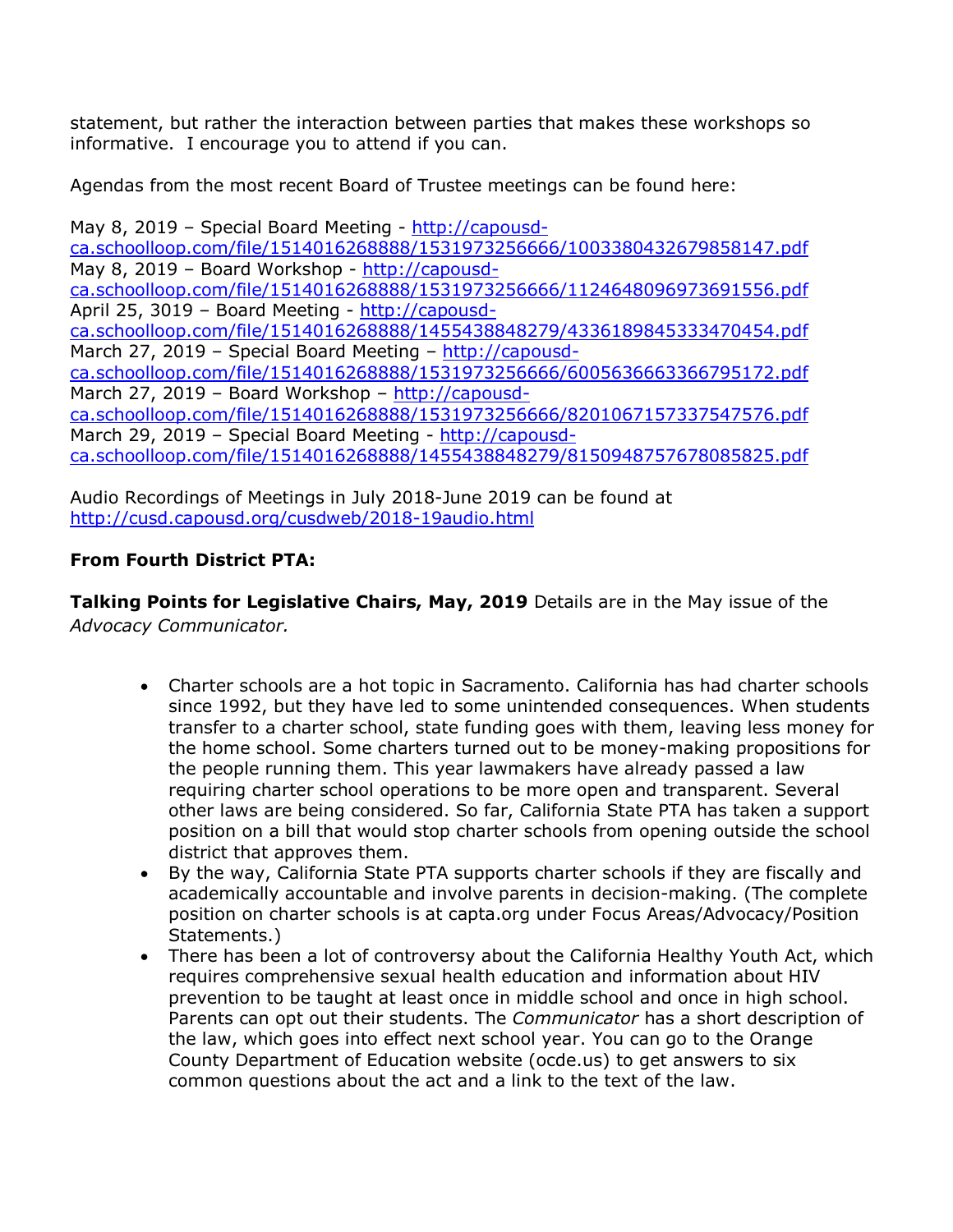statement, but rather the interaction between parties that makes these workshops so informative. I encourage you to attend if you can.

Agendas from the most recent Board of Trustee meetings can be found here:

May 8, 2019 – Special Board Meeting - http://capousd-ca.schoolloop.com/file/1514016268888/1531973256666/1003380432679858147.pdf
May 8, 2019 – Board Workshop - http://capousd-ca.schoolloop.com/file/1514016268888/1531973256666/1124648096973691556.pdf
April 25, 3019 – Board Meeting - http://capousd-ca.schoolloop.com/file/1514016268888/1455438848279/4336189845333470454.pdf
March 27, 2019 – Special Board Meeting – http://capousd-ca.schoolloop.com/file/1514016268888/1531973256666/6005636663366795172.pdf
March 27, 2019 – Board Workshop – http://capousd-ca.schoolloop.com/file/1514016268888/1531973256666/8201067157337547576.pdf
March 29, 2019 – Special Board Meeting - http://capousd-ca.schoolloop.com/file/1514016268888/1455438848279/8150948757678085825.pdf

Audio Recordings of Meetings in July 2018-June 2019 can be found at http://cusd.capousd.org/cusdweb/2018-19audio.html

**From Fourth District PTA:**

**Talking Points for Legislative Chairs, May, 2019** Details are in the May issue of the *Advocacy Communicator.*

- Charter schools are a hot topic in Sacramento. California has had charter schools since 1992, but they have led to some unintended consequences. When students transfer to a charter school, state funding goes with them, leaving less money for the home school. Some charters turned out to be money-making propositions for the people running them. This year lawmakers have already passed a law requiring charter school operations to be more open and transparent. Several other laws are being considered. So far, California State PTA has taken a support position on a bill that would stop charter schools from opening outside the school district that approves them.
- By the way, California State PTA supports charter schools if they are fiscally and academically accountable and involve parents in decision-making. (The complete position on charter schools is at capta.org under Focus Areas/Advocacy/Position Statements.)
- There has been a lot of controversy about the California Healthy Youth Act, which requires comprehensive sexual health education and information about HIV prevention to be taught at least once in middle school and once in high school. Parents can opt out their students. The *Communicator* has a short description of the law, which goes into effect next school year. You can go to the Orange County Department of Education website (ocde.us) to get answers to six common questions about the act and a link to the text of the law.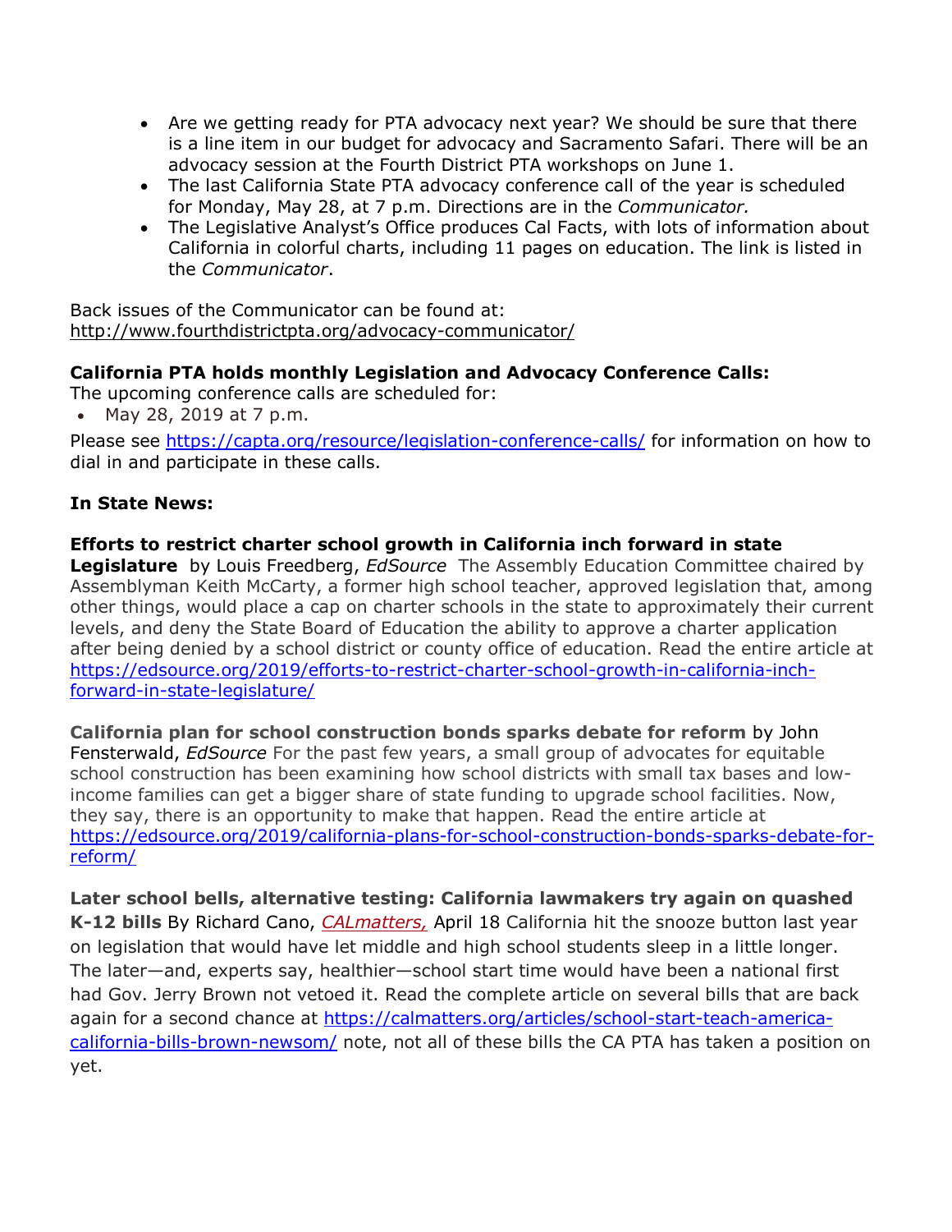- Are we getting ready for PTA advocacy next year? We should be sure that there is a line item in our budget for advocacy and Sacramento Safari. There will be an advocacy session at the Fourth District PTA workshops on June 1.
- The last California State PTA advocacy conference call of the year is scheduled for Monday, May 28, at 7 p.m. Directions are in the *Communicator.*
- The Legislative Analyst's Office produces Cal Facts, with lots of information about California in colorful charts, including 11 pages on education. The link is listed in the *Communicator*.

Back issues of the Communicator can be found at:
http://www.fourthdistrictpta.org/advocacy-communicator/

**California PTA holds monthly Legislation and Advocacy Conference Calls:**
The upcoming conference calls are scheduled for:

- May 28, 2019 at 7 p.m.

Please see https://capta.org/resource/legislation-conference-calls/ for information on how to dial in and participate in these calls.

**In State News:**

**Efforts to restrict charter school growth in California inch forward in state Legislature** by Louis Freedberg, *EdSource* The Assembly Education Committee chaired by Assemblyman Keith McCarty, a former high school teacher, approved legislation that, among other things, would place a cap on charter schools in the state to approximately their current levels, and deny the State Board of Education the ability to approve a charter application after being denied by a school district or county office of education. Read the entire article at https://edsource.org/2019/efforts-to-restrict-charter-school-growth-in-california-inch-forward-in-state-legislature/

**California plan for school construction bonds sparks debate for reform** by John Fensterwald, *EdSource* For the past few years, a small group of advocates for equitable school construction has been examining how school districts with small tax bases and low-income families can get a bigger share of state funding to upgrade school facilities. Now, they say, there is an opportunity to make that happen. Read the entire article at https://edsource.org/2019/california-plans-for-school-construction-bonds-sparks-debate-for-reform/

**Later school bells, alternative testing: California lawmakers try again on quashed K-12 bills** By Richard Cano, *CALmatters,* April 18 California hit the snooze button last year on legislation that would have let middle and high school students sleep in a little longer. The later—and, experts say, healthier—school start time would have been a national first had Gov. Jerry Brown not vetoed it. Read the complete article on several bills that are back again for a second chance at https://calmatters.org/articles/school-start-teach-america-california-bills-brown-newsom/ note, not all of these bills the CA PTA has taken a position on yet.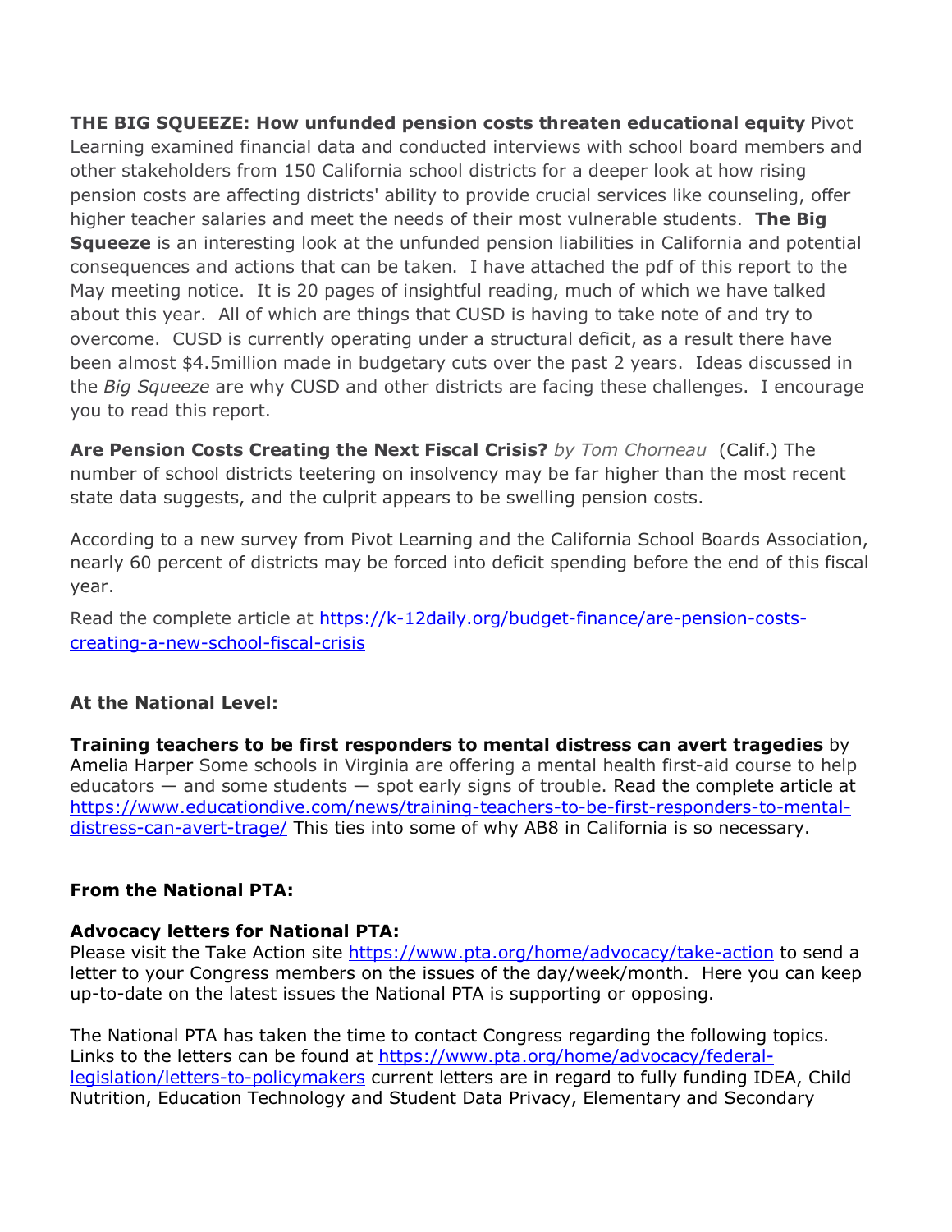**THE BIG SQUEEZE: How unfunded pension costs threaten educational equity** Pivot Learning examined financial data and conducted interviews with school board members and other stakeholders from 150 California school districts for a deeper look at how rising pension costs are affecting districts' ability to provide crucial services like counseling, offer higher teacher salaries and meet the needs of their most vulnerable students. **The Big Squeeze** is an interesting look at the unfunded pension liabilities in California and potential consequences and actions that can be taken. I have attached the pdf of this report to the May meeting notice. It is 20 pages of insightful reading, much of which we have talked about this year. All of which are things that CUSD is having to take note of and try to overcome. CUSD is currently operating under a structural deficit, as a result there have been almost $4.5million made in budgetary cuts over the past 2 years. Ideas discussed in the *Big Squeeze* are why CUSD and other districts are facing these challenges. I encourage you to read this report.

**Are Pension Costs Creating the Next Fiscal Crisis?** *by Tom Chorneau* (Calif.) The number of school districts teetering on insolvency may be far higher than the most recent state data suggests, and the culprit appears to be swelling pension costs.

According to a new survey from Pivot Learning and the California School Boards Association, nearly 60 percent of districts may be forced into deficit spending before the end of this fiscal year.

Read the complete article at [https://k-12daily.org/budget-finance/are-pension-costs-creating-a-new-school-fiscal-crisis](https://k-12daily.org/budget-finance/are-pension-costs-creating-a-new-school-fiscal-crisis)

**At the National Level:**

**Training teachers to be first responders to mental distress can avert tragedies** by Amelia Harper Some schools in Virginia are offering a mental health first-aid course to help educators — and some students — spot early signs of trouble. Read the complete article at [https://www.educationdive.com/news/training-teachers-to-be-first-responders-to-mental-distress-can-avert-trage/](https://www.educationdive.com/news/training-teachers-to-be-first-responders-to-mental-distress-can-avert-trage/) This ties into some of why AB8 in California is so necessary.

**From the National PTA:**

**Advocacy letters for National PTA:**
Please visit the Take Action site [https://www.pta.org/home/advocacy/take-action](https://www.pta.org/home/advocacy/take-action) to send a letter to your Congress members on the issues of the day/week/month. Here you can keep up-to-date on the latest issues the National PTA is supporting or opposing.

The National PTA has taken the time to contact Congress regarding the following topics. Links to the letters can be found at [https://www.pta.org/home/advocacy/federal-legislation/letters-to-policymakers](https://www.pta.org/home/advocacy/federal-legislation/letters-to-policymakers) current letters are in regard to fully funding IDEA, Child Nutrition, Education Technology and Student Data Privacy, Elementary and Secondary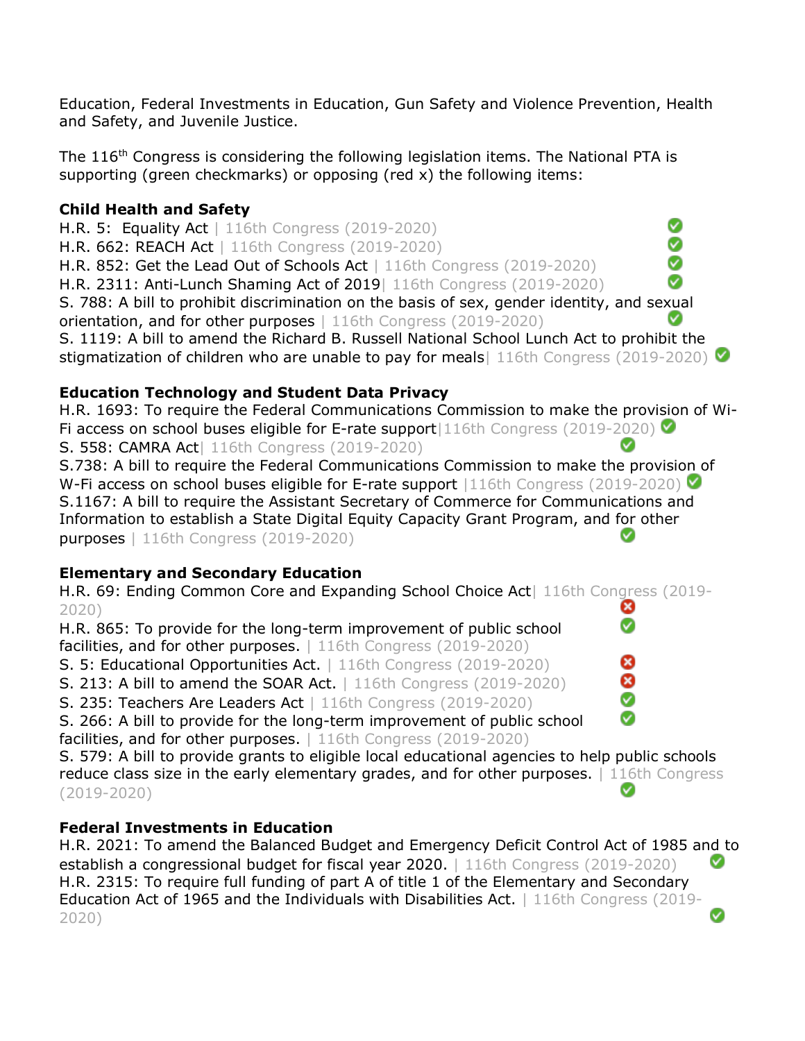Education, Federal Investments in Education, Gun Safety and Violence Prevention, Health and Safety, and Juvenile Justice.

The 116th Congress is considering the following legislation items. The National PTA is supporting (green checkmarks) or opposing (red x) the following items:

**Child Health and Safety**

H.R. 5: Equality Act | 116th Congress (2019-2020) ✅
H.R. 662: REACH Act | 116th Congress (2019-2020) ✅
H.R. 852: Get the Lead Out of Schools Act | 116th Congress (2019-2020) ✅
H.R. 2311: Anti-Lunch Shaming Act of 2019| 116th Congress (2019-2020) ✅
S. 788: A bill to prohibit discrimination on the basis of sex, gender identity, and sexual orientation, and for other purposes | 116th Congress (2019-2020) ✅
S. 1119: A bill to amend the Richard B. Russell National School Lunch Act to prohibit the stigmatization of children who are unable to pay for meals| 116th Congress (2019-2020) ✅

**Education Technology and Student Data Privacy**

H.R. 1693: To require the Federal Communications Commission to make the provision of Wi-Fi access on school buses eligible for E-rate support|116th Congress (2019-2020) ✅
S. 558: CAMRA Act| 116th Congress (2019-2020) ✅
S.738: A bill to require the Federal Communications Commission to make the provision of W-Fi access on school buses eligible for E-rate support |116th Congress (2019-2020) ✅
S.1167: A bill to require the Assistant Secretary of Commerce for Communications and Information to establish a State Digital Equity Capacity Grant Program, and for other purposes | 116th Congress (2019-2020) ✅

**Elementary and Secondary Education**

H.R. 69: Ending Common Core and Expanding School Choice Act| 116th Congress (2019-2020) ❌
H.R. 865: To provide for the long-term improvement of public school facilities, and for other purposes. | 116th Congress (2019-2020) ✅
S. 5: Educational Opportunities Act. | 116th Congress (2019-2020) ❌
S. 213: A bill to amend the SOAR Act. | 116th Congress (2019-2020) ❌
S. 235: Teachers Are Leaders Act | 116th Congress (2019-2020) ✅
S. 266: A bill to provide for the long-term improvement of public school facilities, and for other purposes. | 116th Congress (2019-2020) ✅
S. 579: A bill to provide grants to eligible local educational agencies to help public schools reduce class size in the early elementary grades, and for other purposes. | 116th Congress (2019-2020) ✅

**Federal Investments in Education**

H.R. 2021: To amend the Balanced Budget and Emergency Deficit Control Act of 1985 and to establish a congressional budget for fiscal year 2020. | 116th Congress (2019-2020) ✅
H.R. 2315: To require full funding of part A of title 1 of the Elementary and Secondary Education Act of 1965 and the Individuals with Disabilities Act. | 116th Congress (2019-2020) ✅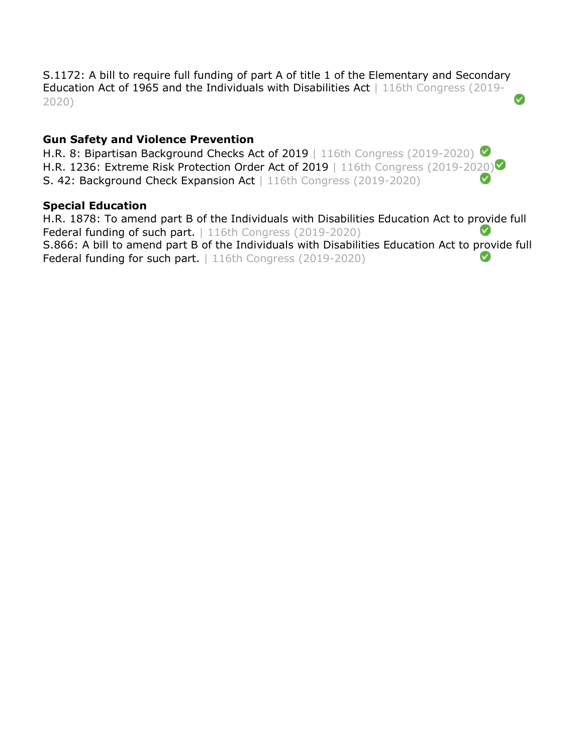S.1172: A bill to require full funding of part A of title 1 of the Elementary and Secondary Education Act of 1965 and the Individuals with Disabilities Act | 116th Congress (2019-2020)

**Gun Safety and Violence Prevention**

H.R. 8: Bipartisan Background Checks Act of 2019 | 116th Congress (2019-2020)
H.R. 1236: Extreme Risk Protection Order Act of 2019 | 116th Congress (2019-2020)
S. 42: Background Check Expansion Act | 116th Congress (2019-2020)

**Special Education**

H.R. 1878: To amend part B of the Individuals with Disabilities Education Act to provide full Federal funding of such part. | 116th Congress (2019-2020)
S.866: A bill to amend part B of the Individuals with Disabilities Education Act to provide full Federal funding for such part. | 116th Congress (2019-2020)